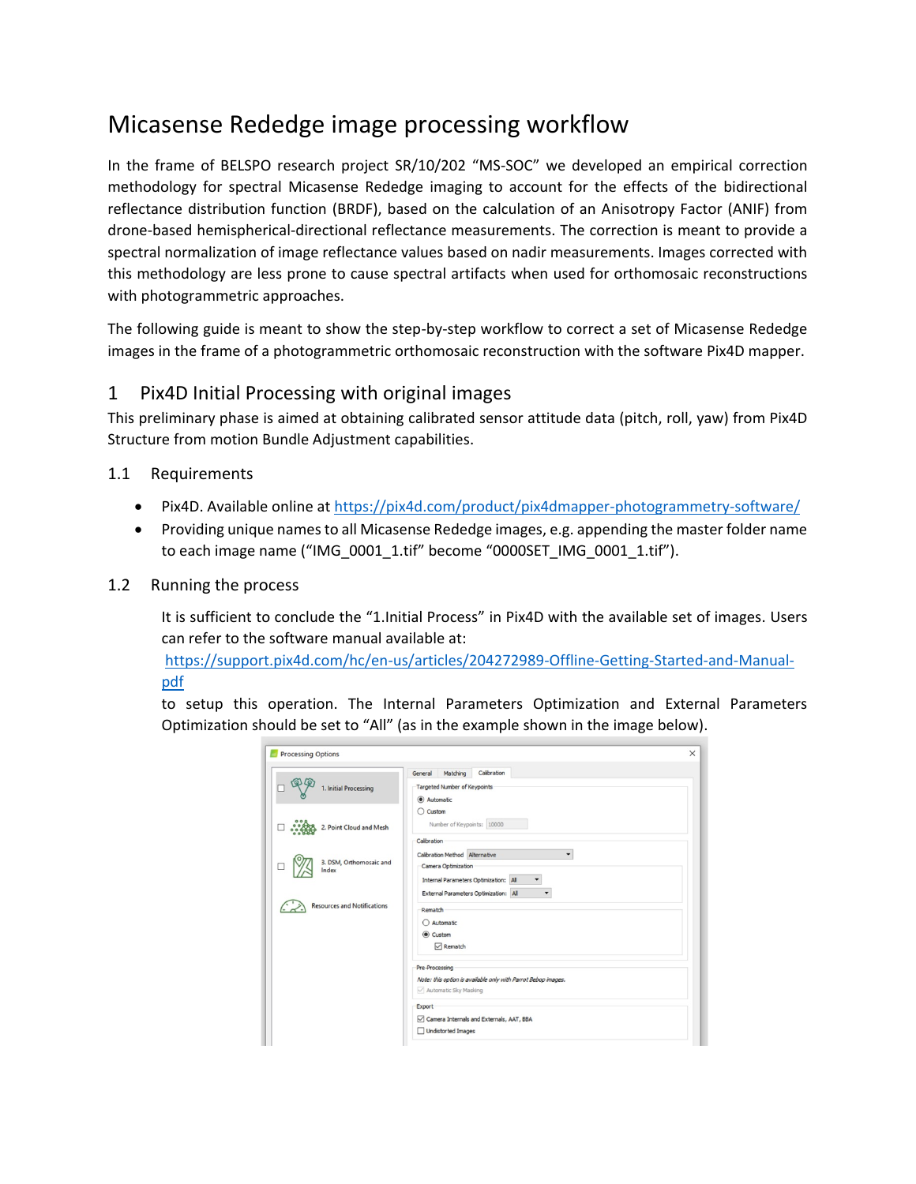# Micasense Rededge image processing workflow

In the frame of BELSPO research project SR/10/202 "MS-SOC" we developed an empirical correction methodology for spectral Micasense Rededge imaging to account for the effects of the bidirectional reflectance distribution function (BRDF), based on the calculation of an Anisotropy Factor (ANIF) from drone-based hemispherical-directional reflectance measurements. The correction is meant to provide a spectral normalization of image reflectance values based on nadir measurements. Images corrected with this methodology are less prone to cause spectral artifacts when used for orthomosaic reconstructions with photogrammetric approaches.

The following guide is meant to show the step-by-step workflow to correct a set of Micasense Rededge images in the frame of a photogrammetric orthomosaic reconstruction with the software Pix4D mapper.

## 1 Pix4D Initial Processing with original images

This preliminary phase is aimed at obtaining calibrated sensor attitude data (pitch, roll, yaw) from Pix4D Structure from motion Bundle Adjustment capabilities.

### 1.1 Requirements

- Pix4D. Available online at https://pix4d.com/product/pix4dmapper-photogrammetry-software/
- Providing unique names to all Micasense Rededge images, e.g. appending the master folder name to each image name ("IMG_0001_1.tif" become "0000SET_IMG_0001_1.tif").

### 1.2 Running the process

It is sufficient to conclude the "1.Initial Process" in Pix4D with the available set of images. Users can refer to the software manual available at: https://support.pix4d.com/hc/en-us/articles/204272989-Offline-Getting-Started-and-Manual-pdf to setup this operation. The Internal Parameters Optimization and External Parameters Optimization should be set to "All" (as in the example shown in the image below).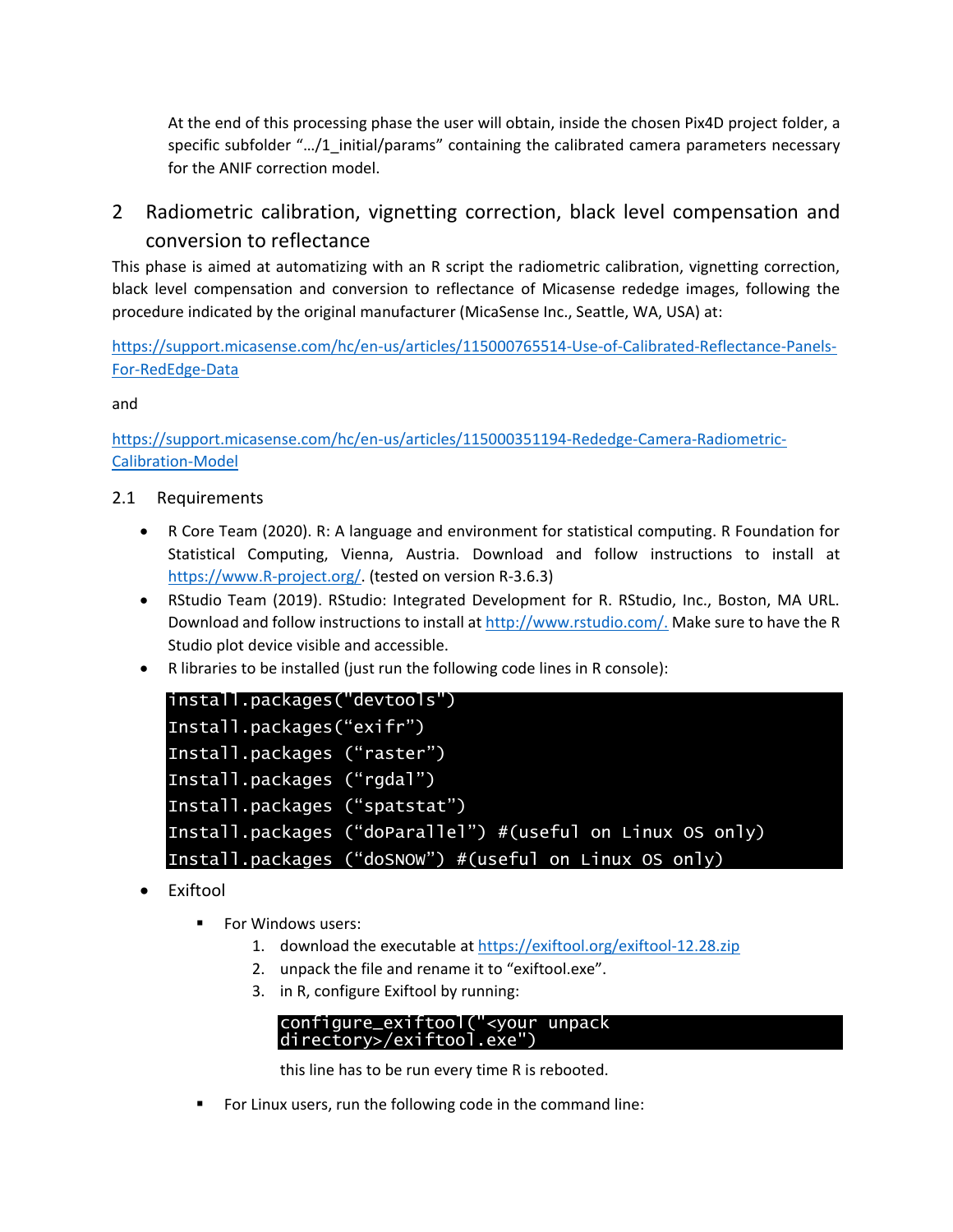At the end of this processing phase the user will obtain, inside the chosen Pix4D project folder, a specific subfolder "…/1_initial/params" containing the calibrated camera parameters necessary for the ANIF correction model.

# 2 Radiometric calibration, vignetting correction, black level compensation and conversion to reflectance

This phase is aimed at automatizing with an R script the radiometric calibration, vignetting correction, black level compensation and conversion to reflectance of Micasense rededge images, following the procedure indicated by the original manufacturer (MicaSense Inc., Seattle, WA, USA) at:

https://support.micasense.com/hc/en-us/articles/115000765514-Use-of-Calibrated-Reflectance-Panels-For-RedEdge-Data

and

https://support.micasense.com/hc/en-us/articles/115000351194-Rededge-Camera-Radiometric-Calibration-Model

## 2.1 Requirements

- R Core Team (2020). R: A language and environment for statistical computing. R Foundation for Statistical Computing, Vienna, Austria. Download and follow instructions to install at https://www.R-project.org/. (tested on version R-3.6.3)
- RStudio Team (2019). RStudio: Integrated Development for R. RStudio, Inc., Boston, MA URL. Download and follow instructions to install at http://www.rstudio.com/. Make sure to have the R Studio plot device visible and accessible.
- R libraries to be installed (just run the following code lines in R console):

```
install.packages("devtools")
Install.packages("exifr")
Install.packages ("raster")
Install.packages ("rgdal")
Install.packages ("spatstat")
Install.packages ("doParallel") #(useful on Linux OS only)
Install.packages ("doSNOW") #(useful on Linux OS only)
```

- Exiftool
  - For Windows users:
    1. download the executable at https://exiftool.org/exiftool-12.28.zip
    2. unpack the file and rename it to "exiftool.exe".
    3. in R, configure Exiftool by running:

       ```
       configure_exiftool("<your unpack directory>/exiftool.exe")
       ```

       this line has to be run every time R is rebooted.
  - For Linux users, run the following code in the command line: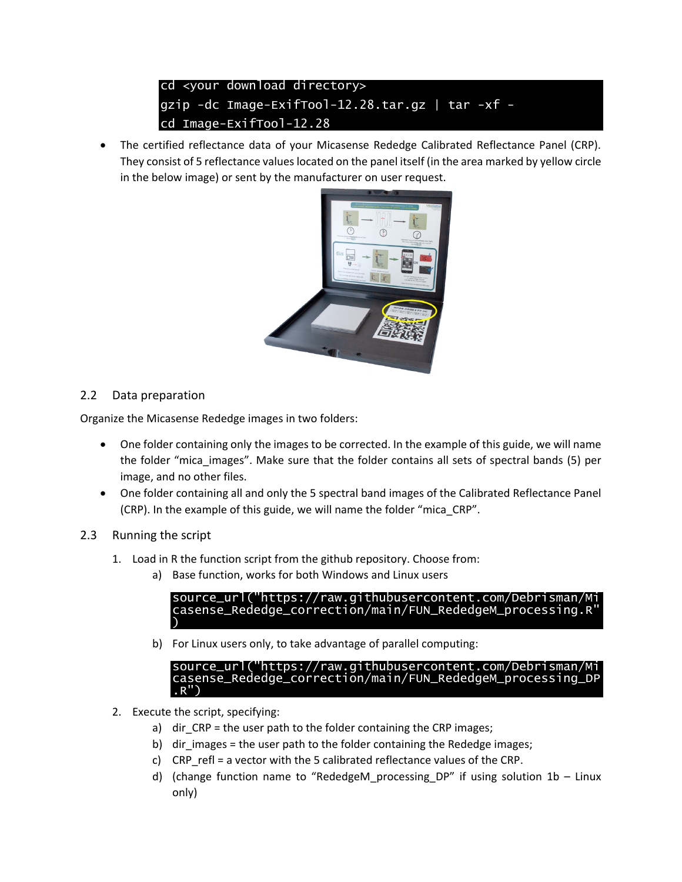```
cd <your download directory>
gzip -dc Image-ExifTool-12.28.tar.gz | tar -xf -
cd Image-ExifTool-12.28
```

- The certified reflectance data of your Micasense Rededge Calibrated Reflectance Panel (CRP). They consist of 5 reflectance values located on the panel itself (in the area marked by yellow circle in the below image) or sent by the manufacturer on user request.

## 2.2 Data preparation

Organize the Micasense Rededge images in two folders:

- One folder containing only the images to be corrected. In the example of this guide, we will name the folder "mica_images". Make sure that the folder contains all sets of spectral bands (5) per image, and no other files.
- One folder containing all and only the 5 spectral band images of the Calibrated Reflectance Panel (CRP). In the example of this guide, we will name the folder "mica_CRP".

## 2.3 Running the script

1. Load in R the function script from the github repository. Choose from:
   a) Base function, works for both Windows and Linux users

   ```
   source_url("https://raw.githubusercontent.com/Debrisman/Micasense_Rededge_correction/main/FUN_RededgeM_processing.R")
   ```

   b) For Linux users only, to take advantage of parallel computing:

   ```
   source_url("https://raw.githubusercontent.com/Debrisman/Micasense_Rededge_correction/main/FUN_RededgeM_processing_DP.R")
   ```

2. Execute the script, specifying:
   a) dir_CRP = the user path to the folder containing the CRP images;
   b) dir_images = the user path to the folder containing the Rededge images;
   c) CRP_refl = a vector with the 5 calibrated reflectance values of the CRP.
   d) (change function name to "RededgeM_processing_DP" if using solution 1b – Linux only)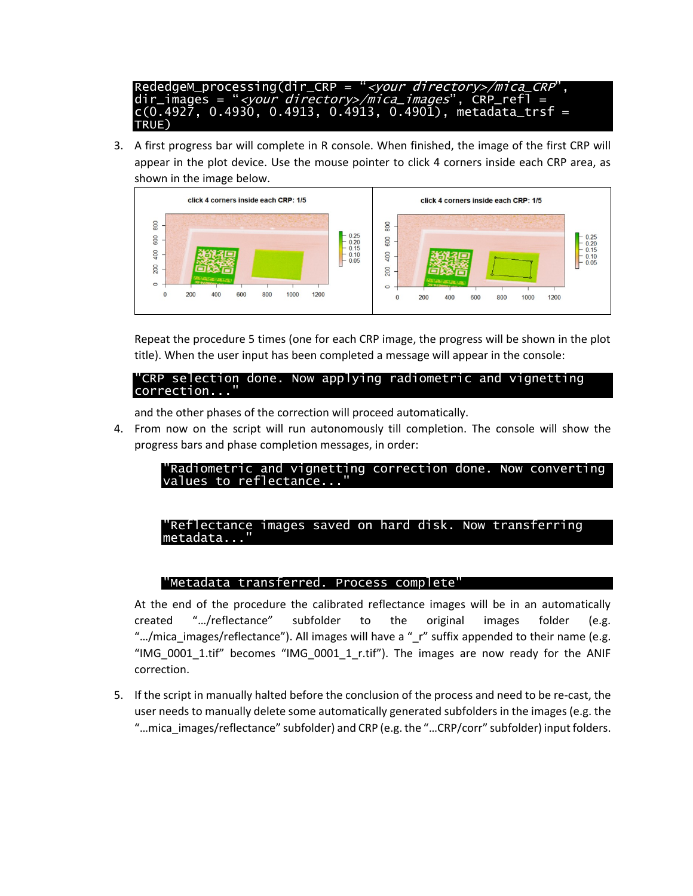```
RededgeM_processing(dir_CRP = "<your directory>/mica_CRP",
dir_images = "<your directory>/mica_images", CRP_refl =
c(0.4927, 0.4930, 0.4913, 0.4913, 0.4901), metadata_trsf =
TRUE)
```

3. A first progress bar will complete in R console. When finished, the image of the first CRP will appear in the plot device. Use the mouse pointer to click 4 corners inside each CRP area, as shown in the image below.

   Repeat the procedure 5 times (one for each CRP image, the progress will be shown in the plot title). When the user input has been completed a message will appear in the console:

   ```
   "CRP selection done. Now applying radiometric and vignetting
   correction..."
   ```

   and the other phases of the correction will proceed automatically.

4. From now on the script will run autonomously till completion. The console will show the progress bars and phase completion messages, in order:

   ```
   "Radiometric and vignetting correction done. Now converting
   values to reflectance..."
   ```

   ```
   "Reflectance images saved on hard disk. Now transferring
   metadata..."
   ```

   ```
   "Metadata transferred. Process complete"
   ```

   At the end of the procedure the calibrated reflectance images will be in an automatically created ".../reflectance" subfolder to the original images folder (e.g. ".../mica_images/reflectance"). All images will have a "_r" suffix appended to their name (e.g. "IMG_0001_1.tif" becomes "IMG_0001_1_r.tif"). The images are now ready for the ANIF correction.

5. If the script in manually halted before the conclusion of the process and need to be re-cast, the user needs to manually delete some automatically generated subfolders in the images (e.g. the "...mica_images/reflectance" subfolder) and CRP (e.g. the "...CRP/corr" subfolder) input folders.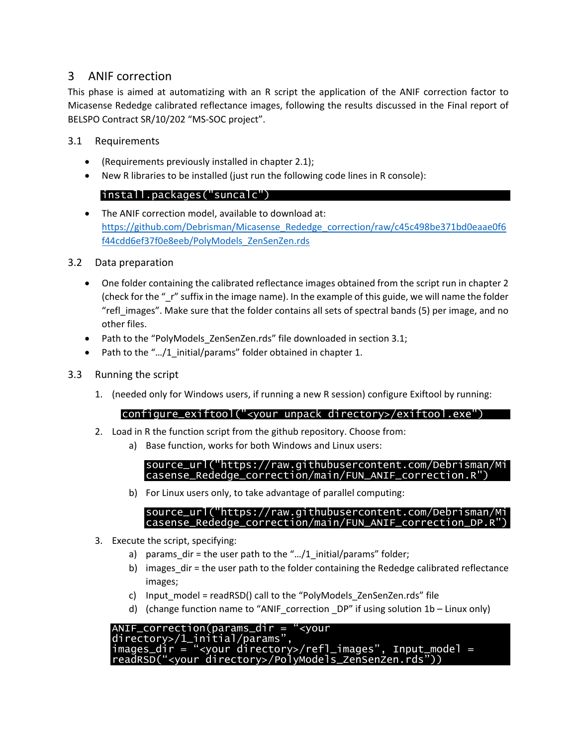# 3 ANIF correction

This phase is aimed at automatizing with an R script the application of the ANIF correction factor to Micasense Rededge calibrated reflectance images, following the results discussed in the Final report of BELSPO Contract SR/10/202 “MS-SOC project”.

## 3.1 Requirements

- (Requirements previously installed in chapter 2.1);
- New R libraries to be installed (just run the following code lines in R console):

```
install.packages("suncalc")
```

- The ANIF correction model, available to download at: https://github.com/Debrisman/Micasense_Rededge_correction/raw/c45c498be371bd0eaae0f6f44cdd6ef37f0e8eeb/PolyModels_ZenSenZen.rds

## 3.2 Data preparation

- One folder containing the calibrated reflectance images obtained from the script run in chapter 2 (check for the “_r” suffix in the image name). In the example of this guide, we will name the folder “refl_images”. Make sure that the folder contains all sets of spectral bands (5) per image, and no other files.
- Path to the “PolyModels_ZenSenZen.rds” file downloaded in section 3.1;
- Path to the “…/1_initial/params” folder obtained in chapter 1.

## 3.3 Running the script

1. (needed only for Windows users, if running a new R session) configure Exiftool by running:

```
configure_exiftool("<your unpack directory>/exiftool.exe")
```

2. Load in R the function script from the github repository. Choose from:
   a) Base function, works for both Windows and Linux users:

   ```
   source_url("https://raw.githubusercontent.com/Debrisman/Micasense_Rededge_correction/main/FUN_ANIF_correction.R")
   ```

   b) For Linux users only, to take advantage of parallel computing:

   ```
   source_url("https://raw.githubusercontent.com/Debrisman/Micasense_Rededge_correction/main/FUN_ANIF_correction_DP.R")
   ```

3. Execute the script, specifying:
   a) params_dir = the user path to the “…/1_initial/params” folder;
   b) images_dir = the user path to the folder containing the Rededge calibrated reflectance images;
   c) Input_model = readRSD() call to the “PolyModels_ZenSenZen.rds” file
   d) (change function name to “ANIF_correction _DP” if using solution 1b – Linux only)

```
ANIF_correction(params_dir = “<your directory>/1_initial/params”,
images_dir = “<your directory>/refl_images”, Input_model = readRSD(“<your directory>/PolyModels_ZenSenZen.rds”))
```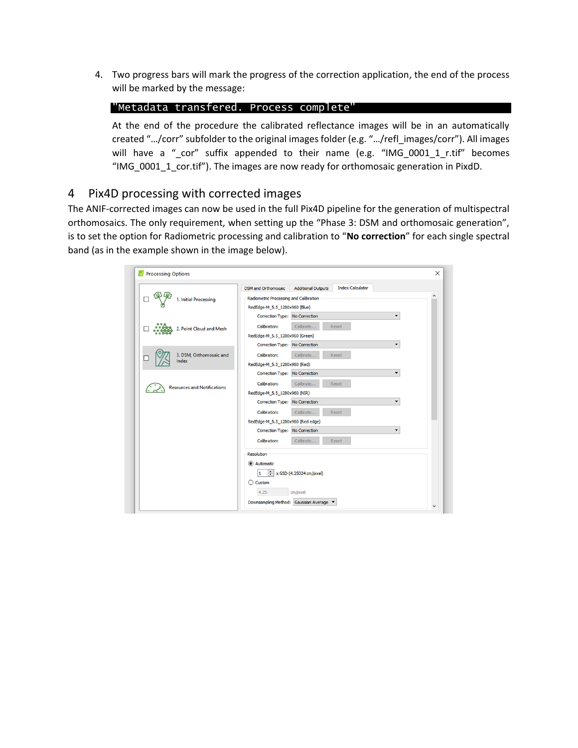4. Two progress bars will mark the progress of the correction application, the end of the process will be marked by the message:

```
"Metadata transfered. Process complete"
```

At the end of the procedure the calibrated reflectance images will be in an automatically created “…/corr” subfolder to the original images folder (e.g. “…/refl_images/corr”). All images will have a “_cor” suffix appended to their name (e.g. “IMG_0001_1_r.tif” becomes “IMG_0001_1_cor.tif”). The images are now ready for orthomosaic generation in PixdD.

## 4 Pix4D processing with corrected images

The ANIF-corrected images can now be used in the full Pix4D pipeline for the generation of multispectral orthomosaics. The only requirement, when setting up the “Phase 3: DSM and orthomosaic generation”, is to set the option for Radiometric processing and calibration to “**No correction**” for each single spectral band (as in the example shown in the image below).